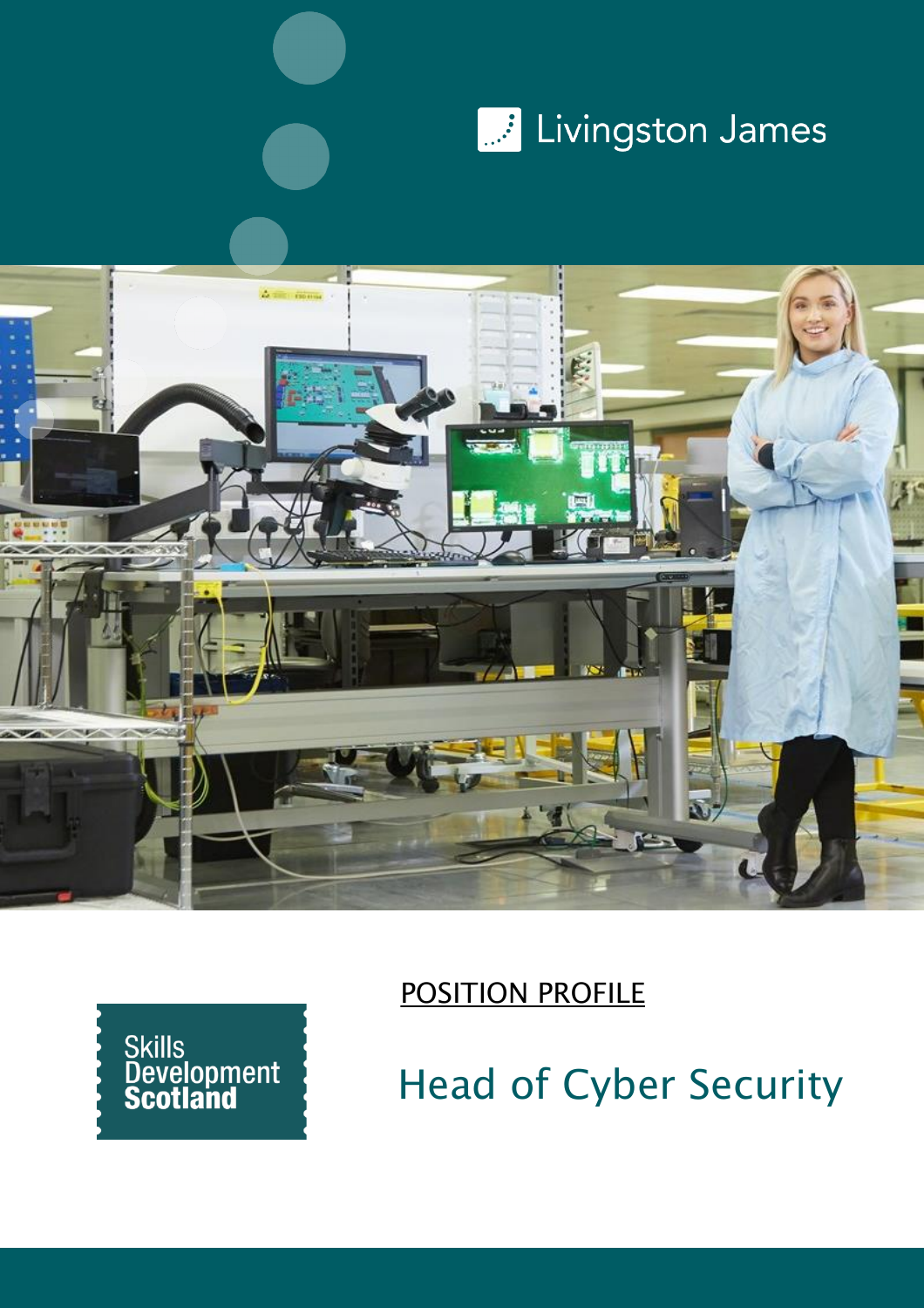Livingston James

Skills Development Scotland

POSITION PROFILE

# Head of Cyber Security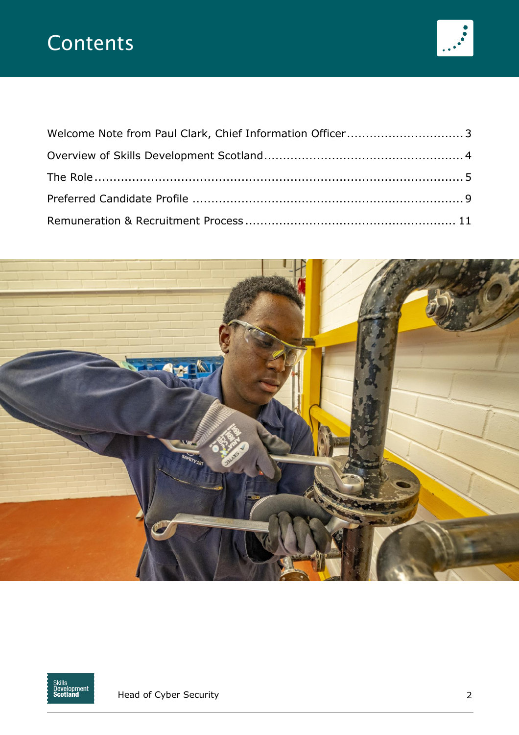# Contents

Welcome Note from Paul Clark, Chief Information Officer .............................. 3

Overview of Skills Development Scotland .................................................... 4

The Role .................................................................................................. 5

Preferred Candidate Profile ....................................................................... 9

Remuneration & Recruitment Process ....................................................... 11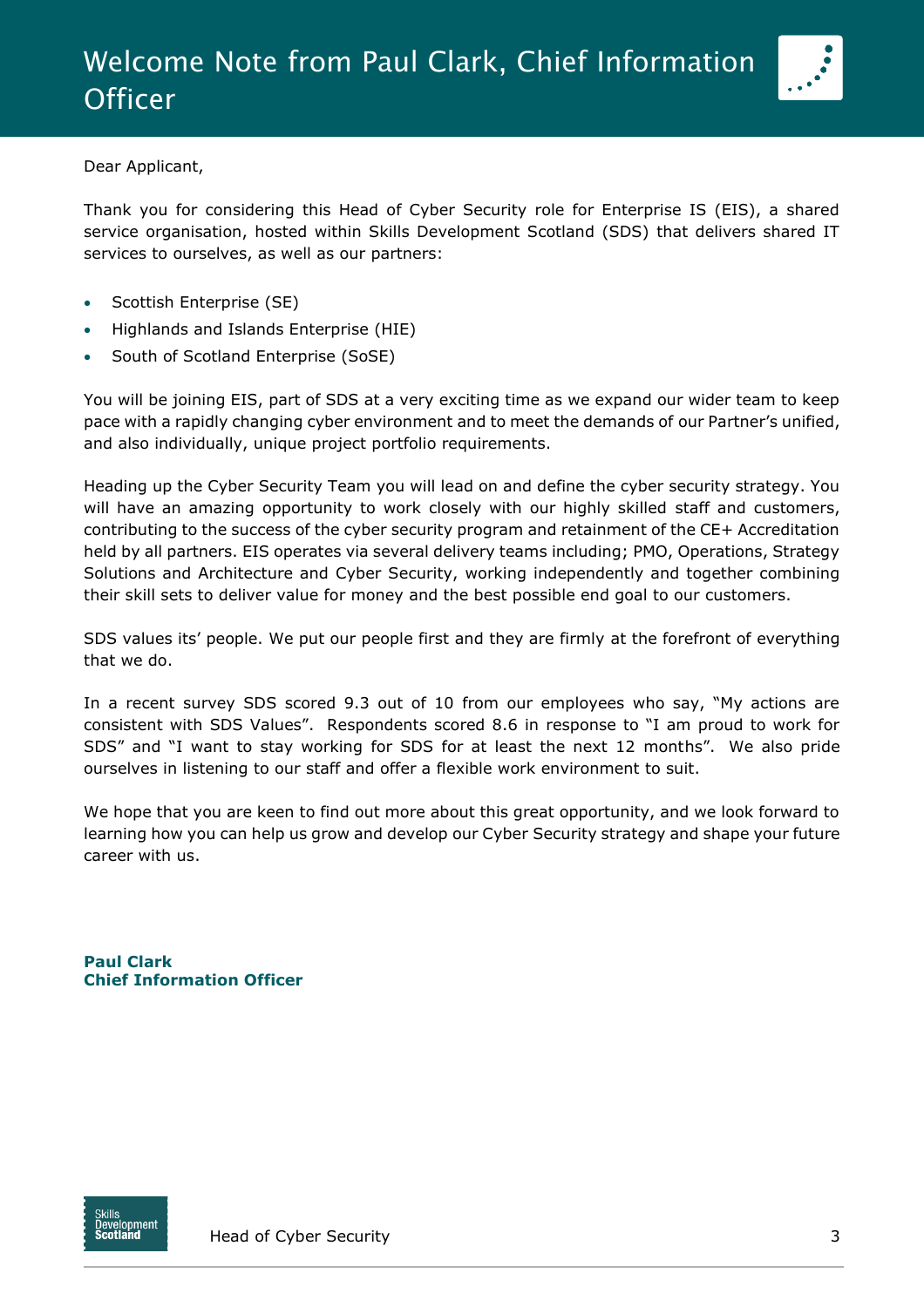# Welcome Note from Paul Clark, Chief Information Officer

Dear Applicant,

Thank you for considering this Head of Cyber Security role for Enterprise IS (EIS), a shared service organisation, hosted within Skills Development Scotland (SDS) that delivers shared IT services to ourselves, as well as our partners:

- Scottish Enterprise (SE)
- Highlands and Islands Enterprise (HIE)
- South of Scotland Enterprise (SoSE)

You will be joining EIS, part of SDS at a very exciting time as we expand our wider team to keep pace with a rapidly changing cyber environment and to meet the demands of our Partner's unified, and also individually, unique project portfolio requirements.

Heading up the Cyber Security Team you will lead on and define the cyber security strategy. You will have an amazing opportunity to work closely with our highly skilled staff and customers, contributing to the success of the cyber security program and retainment of the CE+ Accreditation held by all partners. EIS operates via several delivery teams including; PMO, Operations, Strategy Solutions and Architecture and Cyber Security, working independently and together combining their skill sets to deliver value for money and the best possible end goal to our customers.

SDS values its' people. We put our people first and they are firmly at the forefront of everything that we do.

In a recent survey SDS scored 9.3 out of 10 from our employees who say, "My actions are consistent with SDS Values". Respondents scored 8.6 in response to "I am proud to work for SDS" and "I want to stay working for SDS for at least the next 12 months". We also pride ourselves in listening to our staff and offer a flexible work environment to suit.

We hope that you are keen to find out more about this great opportunity, and we look forward to learning how you can help us grow and develop our Cyber Security strategy and shape your future career with us.

**Paul Clark**
**Chief Information Officer**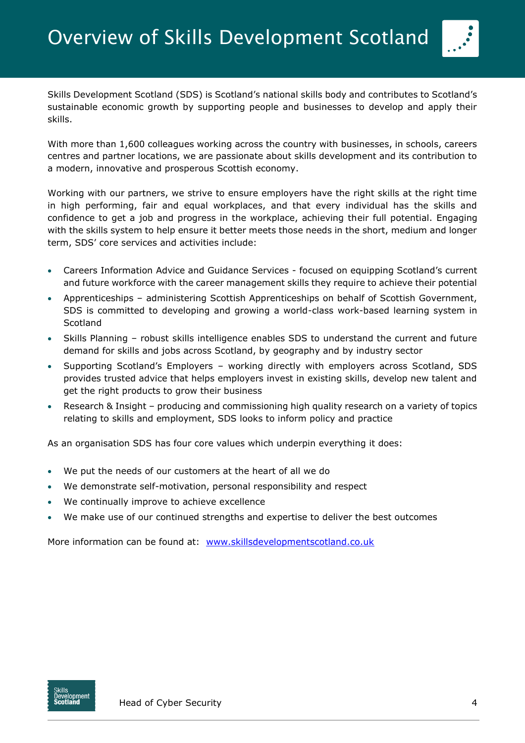# Overview of Skills Development Scotland

Skills Development Scotland (SDS) is Scotland's national skills body and contributes to Scotland's sustainable economic growth by supporting people and businesses to develop and apply their skills.

With more than 1,600 colleagues working across the country with businesses, in schools, careers centres and partner locations, we are passionate about skills development and its contribution to a modern, innovative and prosperous Scottish economy.

Working with our partners, we strive to ensure employers have the right skills at the right time in high performing, fair and equal workplaces, and that every individual has the skills and confidence to get a job and progress in the workplace, achieving their full potential. Engaging with the skills system to help ensure it better meets those needs in the short, medium and longer term, SDS' core services and activities include:

- Careers Information Advice and Guidance Services - focused on equipping Scotland's current and future workforce with the career management skills they require to achieve their potential
- Apprenticeships – administering Scottish Apprenticeships on behalf of Scottish Government, SDS is committed to developing and growing a world-class work-based learning system in Scotland
- Skills Planning – robust skills intelligence enables SDS to understand the current and future demand for skills and jobs across Scotland, by geography and by industry sector
- Supporting Scotland's Employers – working directly with employers across Scotland, SDS provides trusted advice that helps employers invest in existing skills, develop new talent and get the right products to grow their business
- Research & Insight – producing and commissioning high quality research on a variety of topics relating to skills and employment, SDS looks to inform policy and practice

As an organisation SDS has four core values which underpin everything it does:

- We put the needs of our customers at the heart of all we do
- We demonstrate self-motivation, personal responsibility and respect
- We continually improve to achieve excellence
- We make use of our continued strengths and expertise to deliver the best outcomes

More information can be found at: [www.skillsdevelopmentscotland.co.uk](http://www.skillsdevelopmentscotland.co.uk)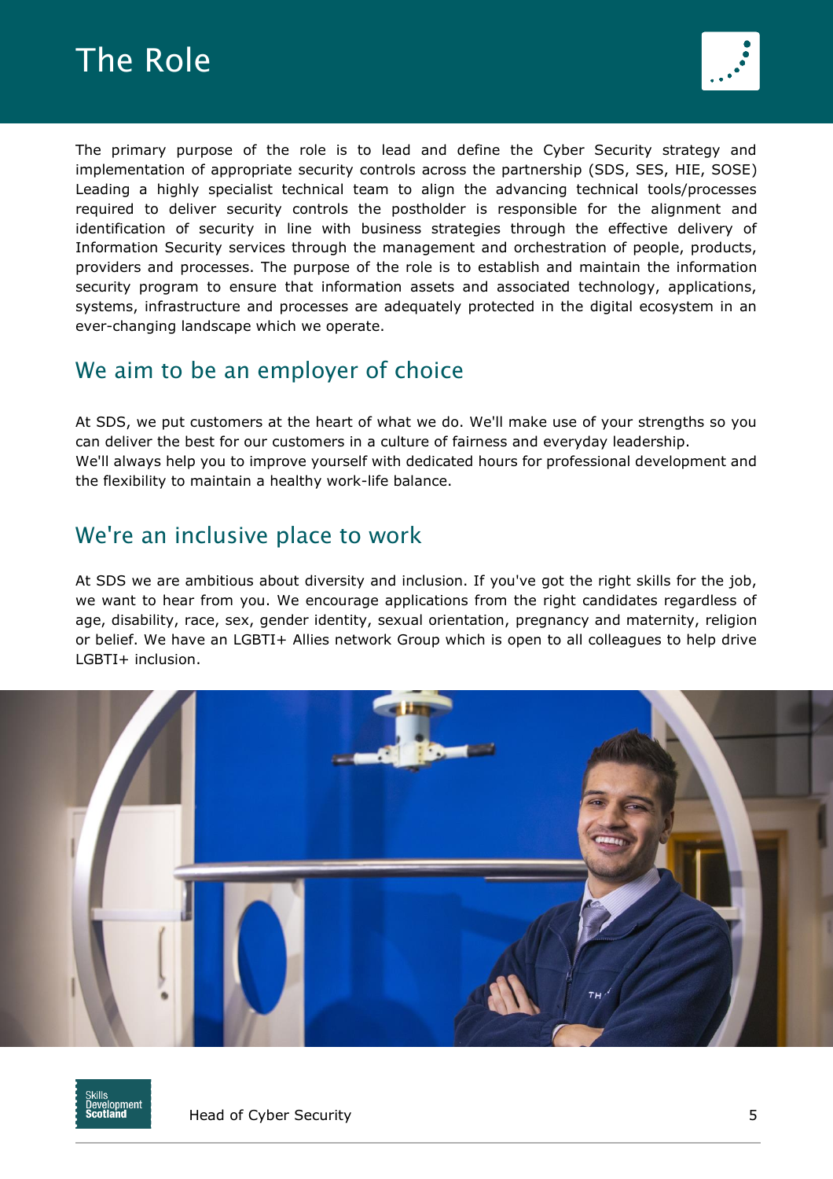# The Role

The primary purpose of the role is to lead and define the Cyber Security strategy and implementation of appropriate security controls across the partnership (SDS, SES, HIE, SOSE) Leading a highly specialist technical team to align the advancing technical tools/processes required to deliver security controls the postholder is responsible for the alignment and identification of security in line with business strategies through the effective delivery of Information Security services through the management and orchestration of people, products, providers and processes. The purpose of the role is to establish and maintain the information security program to ensure that information assets and associated technology, applications, systems, infrastructure and processes are adequately protected in the digital ecosystem in an ever-changing landscape which we operate.

## We aim to be an employer of choice

At SDS, we put customers at the heart of what we do. We'll make use of your strengths so you can deliver the best for our customers in a culture of fairness and everyday leadership.
We'll always help you to improve yourself with dedicated hours for professional development and the flexibility to maintain a healthy work-life balance.

## We're an inclusive place to work

At SDS we are ambitious about diversity and inclusion. If you've got the right skills for the job, we want to hear from you. We encourage applications from the right candidates regardless of age, disability, race, sex, gender identity, sexual orientation, pregnancy and maternity, religion or belief. We have an LGBTI+ Allies network Group which is open to all colleagues to help drive LGBTI+ inclusion.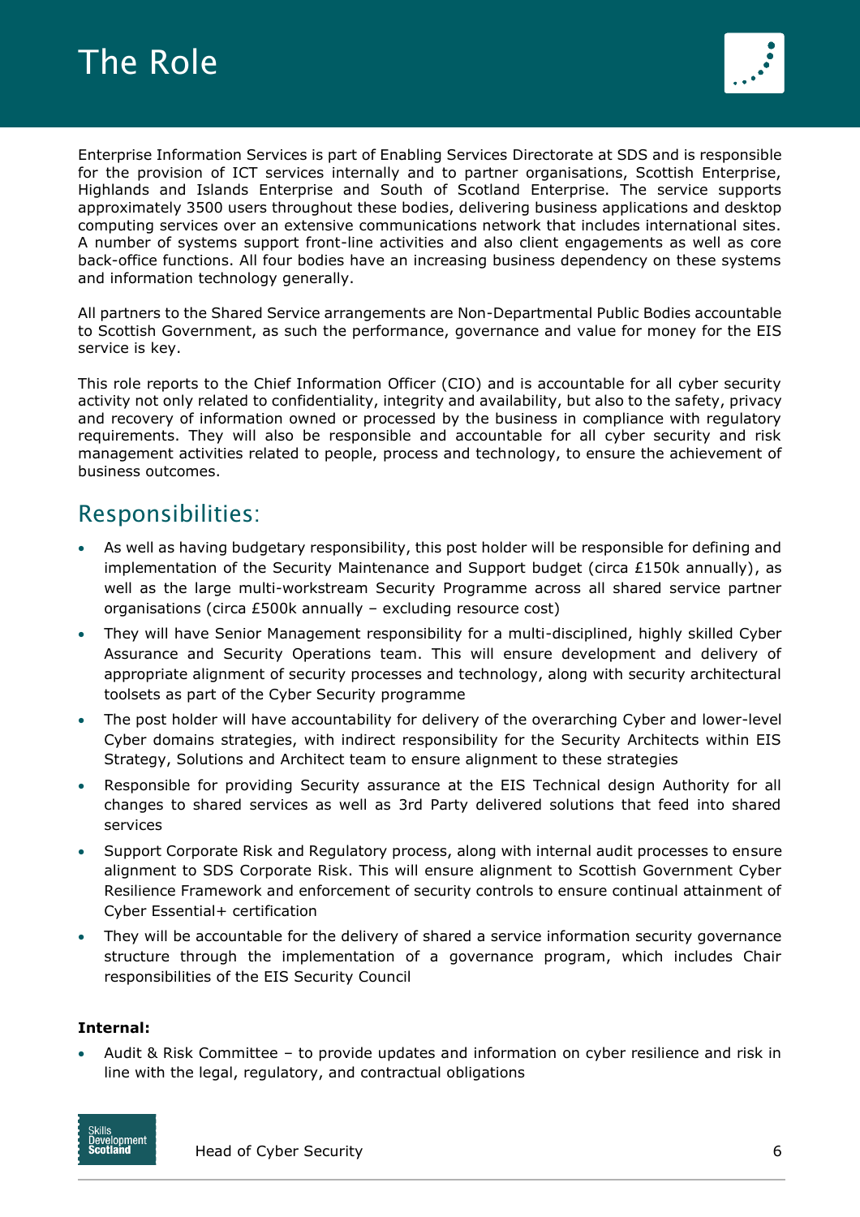# The Role

Enterprise Information Services is part of Enabling Services Directorate at SDS and is responsible for the provision of ICT services internally and to partner organisations, Scottish Enterprise, Highlands and Islands Enterprise and South of Scotland Enterprise. The service supports approximately 3500 users throughout these bodies, delivering business applications and desktop computing services over an extensive communications network that includes international sites. A number of systems support front-line activities and also client engagements as well as core back-office functions. All four bodies have an increasing business dependency on these systems and information technology generally.

All partners to the Shared Service arrangements are Non-Departmental Public Bodies accountable to Scottish Government, as such the performance, governance and value for money for the EIS service is key.

This role reports to the Chief Information Officer (CIO) and is accountable for all cyber security activity not only related to confidentiality, integrity and availability, but also to the safety, privacy and recovery of information owned or processed by the business in compliance with regulatory requirements. They will also be responsible and accountable for all cyber security and risk management activities related to people, process and technology, to ensure the achievement of business outcomes.

## Responsibilities:

- As well as having budgetary responsibility, this post holder will be responsible for defining and implementation of the Security Maintenance and Support budget (circa £150k annually), as well as the large multi-workstream Security Programme across all shared service partner organisations (circa £500k annually – excluding resource cost)
- They will have Senior Management responsibility for a multi-disciplined, highly skilled Cyber Assurance and Security Operations team. This will ensure development and delivery of appropriate alignment of security processes and technology, along with security architectural toolsets as part of the Cyber Security programme
- The post holder will have accountability for delivery of the overarching Cyber and lower-level Cyber domains strategies, with indirect responsibility for the Security Architects within EIS Strategy, Solutions and Architect team to ensure alignment to these strategies
- Responsible for providing Security assurance at the EIS Technical design Authority for all changes to shared services as well as 3rd Party delivered solutions that feed into shared services
- Support Corporate Risk and Regulatory process, along with internal audit processes to ensure alignment to SDS Corporate Risk. This will ensure alignment to Scottish Government Cyber Resilience Framework and enforcement of security controls to ensure continual attainment of Cyber Essential+ certification
- They will be accountable for the delivery of shared a service information security governance structure through the implementation of a governance program, which includes Chair responsibilities of the EIS Security Council

**Internal:**

- Audit & Risk Committee – to provide updates and information on cyber resilience and risk in line with the legal, regulatory, and contractual obligations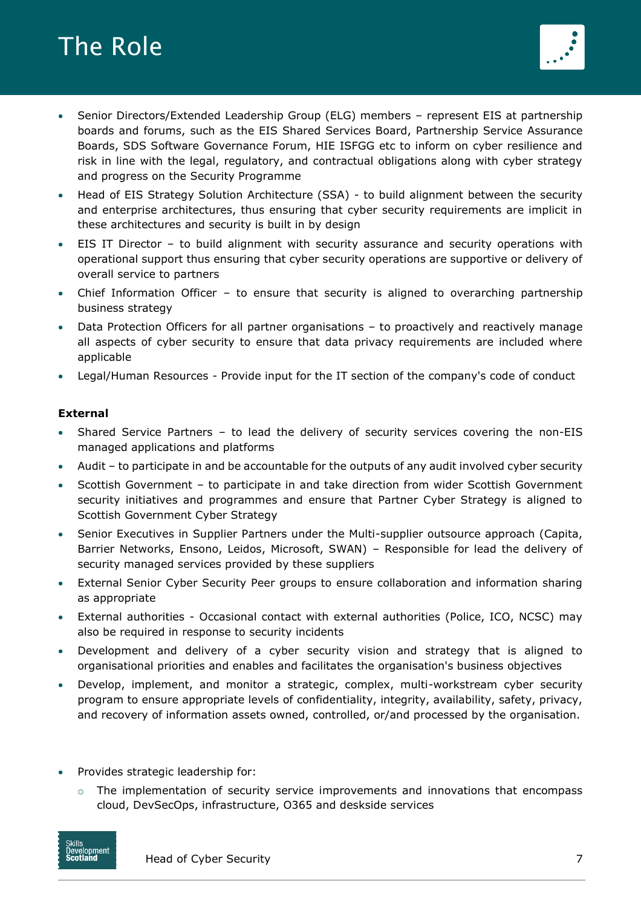# The Role

- Senior Directors/Extended Leadership Group (ELG) members – represent EIS at partnership boards and forums, such as the EIS Shared Services Board, Partnership Service Assurance Boards, SDS Software Governance Forum, HIE ISFGG etc to inform on cyber resilience and risk in line with the legal, regulatory, and contractual obligations along with cyber strategy and progress on the Security Programme
- Head of EIS Strategy Solution Architecture (SSA) - to build alignment between the security and enterprise architectures, thus ensuring that cyber security requirements are implicit in these architectures and security is built in by design
- EIS IT Director – to build alignment with security assurance and security operations with operational support thus ensuring that cyber security operations are supportive or delivery of overall service to partners
- Chief Information Officer – to ensure that security is aligned to overarching partnership business strategy
- Data Protection Officers for all partner organisations – to proactively and reactively manage all aspects of cyber security to ensure that data privacy requirements are included where applicable
- Legal/Human Resources - Provide input for the IT section of the company's code of conduct

**External**

- Shared Service Partners – to lead the delivery of security services covering the non-EIS managed applications and platforms
- Audit – to participate in and be accountable for the outputs of any audit involved cyber security
- Scottish Government – to participate in and take direction from wider Scottish Government security initiatives and programmes and ensure that Partner Cyber Strategy is aligned to Scottish Government Cyber Strategy
- Senior Executives in Supplier Partners under the Multi-supplier outsource approach (Capita, Barrier Networks, Ensono, Leidos, Microsoft, SWAN) – Responsible for lead the delivery of security managed services provided by these suppliers
- External Senior Cyber Security Peer groups to ensure collaboration and information sharing as appropriate
- External authorities - Occasional contact with external authorities (Police, ICO, NCSC) may also be required in response to security incidents
- Development and delivery of a cyber security vision and strategy that is aligned to organisational priorities and enables and facilitates the organisation's business objectives
- Develop, implement, and monitor a strategic, complex, multi-workstream cyber security program to ensure appropriate levels of confidentiality, integrity, availability, safety, privacy, and recovery of information assets owned, controlled, or/and processed by the organisation.

- Provides strategic leadership for:
  - The implementation of security service improvements and innovations that encompass cloud, DevSecOps, infrastructure, O365 and deskside services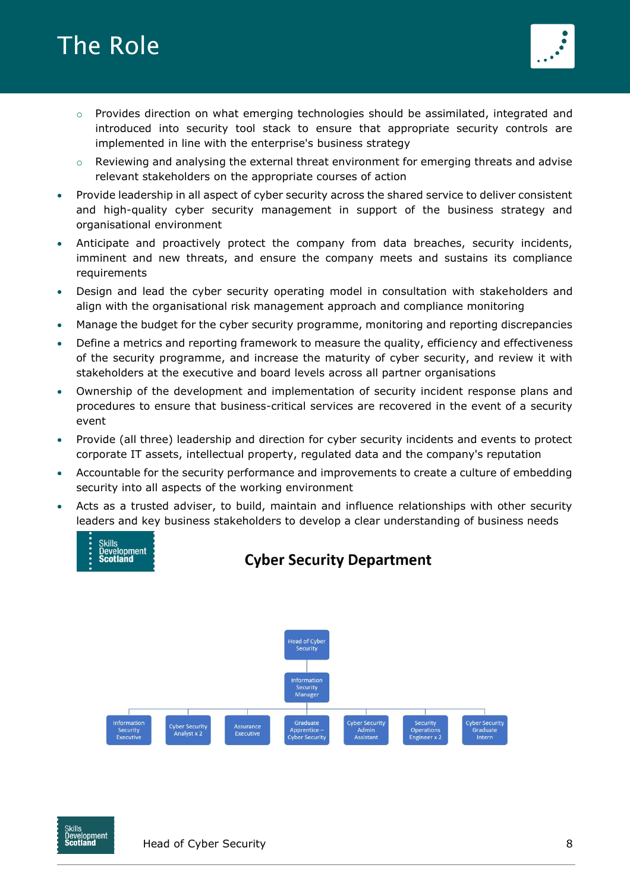# The Role

  - Provides direction on what emerging technologies should be assimilated, integrated and introduced into security tool stack to ensure that appropriate security controls are implemented in line with the enterprise's business strategy
  - Reviewing and analysing the external threat environment for emerging threats and advise relevant stakeholders on the appropriate courses of action
- Provide leadership in all aspect of cyber security across the shared service to deliver consistent and high-quality cyber security management in support of the business strategy and organisational environment
- Anticipate and proactively protect the company from data breaches, security incidents, imminent and new threats, and ensure the company meets and sustains its compliance requirements
- Design and lead the cyber security operating model in consultation with stakeholders and align with the organisational risk management approach and compliance monitoring
- Manage the budget for the cyber security programme, monitoring and reporting discrepancies
- Define a metrics and reporting framework to measure the quality, efficiency and effectiveness of the security programme, and increase the maturity of cyber security, and review it with stakeholders at the executive and board levels across all partner organisations
- Ownership of the development and implementation of security incident response plans and procedures to ensure that business-critical services are recovered in the event of a security event
- Provide (all three) leadership and direction for cyber security incidents and events to protect corporate IT assets, intellectual property, regulated data and the company's reputation
- Accountable for the security performance and improvements to create a culture of embedding security into all aspects of the working environment
- Acts as a trusted adviser, to build, maintain and influence relationships with other security leaders and key business stakeholders to develop a clear understanding of business needs

## Cyber Security Department

- Head of Cyber Security
  - Information Security Manager
    - Information Security Executive
    - Cyber Security Analyst x 2
    - Assurance Executive
    - Graduate Apprentice – Cyber Security
    - Cyber Security Admin Assistant
    - Security Operations Engineer x 2
    - Cyber Security Graduate Intern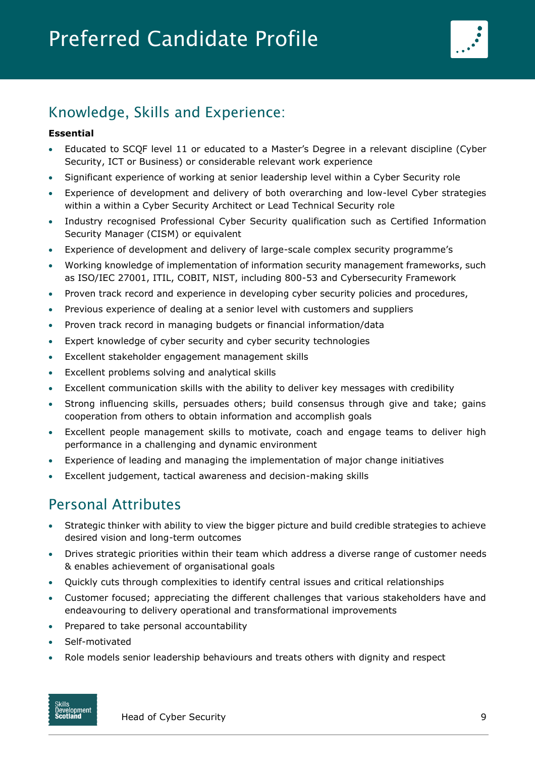# Preferred Candidate Profile

## Knowledge, Skills and Experience:

**Essential**

- Educated to SCQF level 11 or educated to a Master's Degree in a relevant discipline (Cyber Security, ICT or Business) or considerable relevant work experience
- Significant experience of working at senior leadership level within a Cyber Security role
- Experience of development and delivery of both overarching and low-level Cyber strategies within a within a Cyber Security Architect or Lead Technical Security role
- Industry recognised Professional Cyber Security qualification such as Certified Information Security Manager (CISM) or equivalent
- Experience of development and delivery of large-scale complex security programme's
- Working knowledge of implementation of information security management frameworks, such as ISO/IEC 27001, ITIL, COBIT, NIST, including 800-53 and Cybersecurity Framework
- Proven track record and experience in developing cyber security policies and procedures,
- Previous experience of dealing at a senior level with customers and suppliers
- Proven track record in managing budgets or financial information/data
- Expert knowledge of cyber security and cyber security technologies
- Excellent stakeholder engagement management skills
- Excellent problems solving and analytical skills
- Excellent communication skills with the ability to deliver key messages with credibility
- Strong influencing skills, persuades others; build consensus through give and take; gains cooperation from others to obtain information and accomplish goals
- Excellent people management skills to motivate, coach and engage teams to deliver high performance in a challenging and dynamic environment
- Experience of leading and managing the implementation of major change initiatives
- Excellent judgement, tactical awareness and decision-making skills

## Personal Attributes

- Strategic thinker with ability to view the bigger picture and build credible strategies to achieve desired vision and long-term outcomes
- Drives strategic priorities within their team which address a diverse range of customer needs & enables achievement of organisational goals
- Quickly cuts through complexities to identify central issues and critical relationships
- Customer focused; appreciating the different challenges that various stakeholders have and endeavouring to delivery operational and transformational improvements
- Prepared to take personal accountability
- Self-motivated
- Role models senior leadership behaviours and treats others with dignity and respect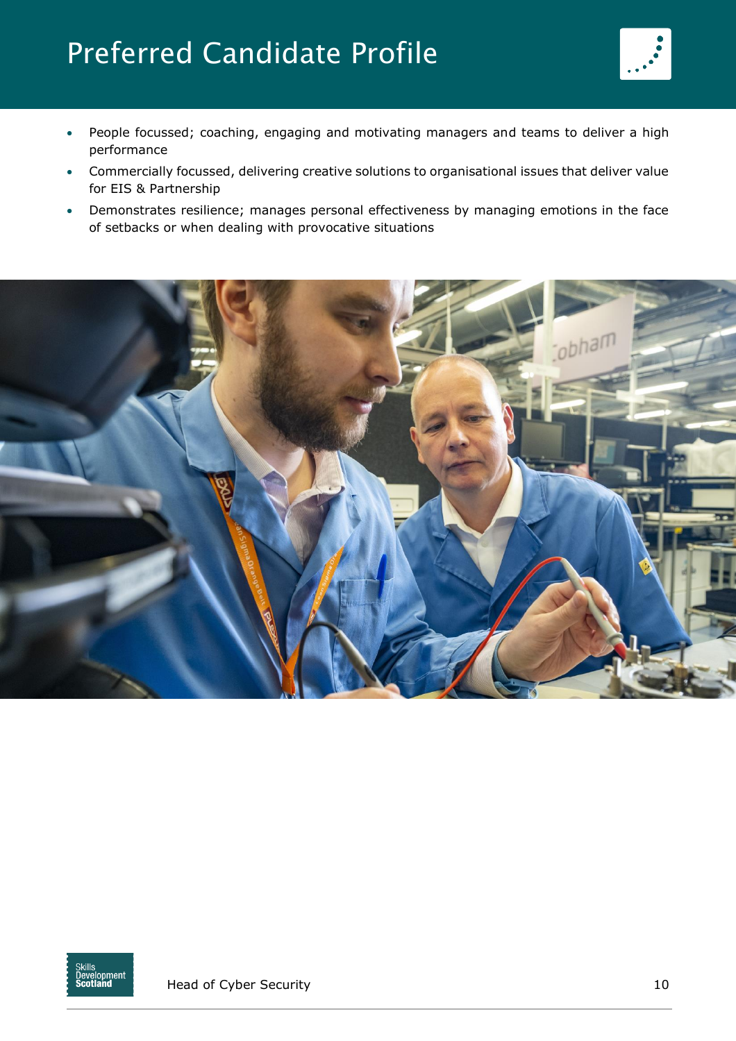# Preferred Candidate Profile

- People focussed; coaching, engaging and motivating managers and teams to deliver a high performance
- Commercially focussed, delivering creative solutions to organisational issues that deliver value for EIS & Partnership
- Demonstrates resilience; manages personal effectiveness by managing emotions in the face of setbacks or when dealing with provocative situations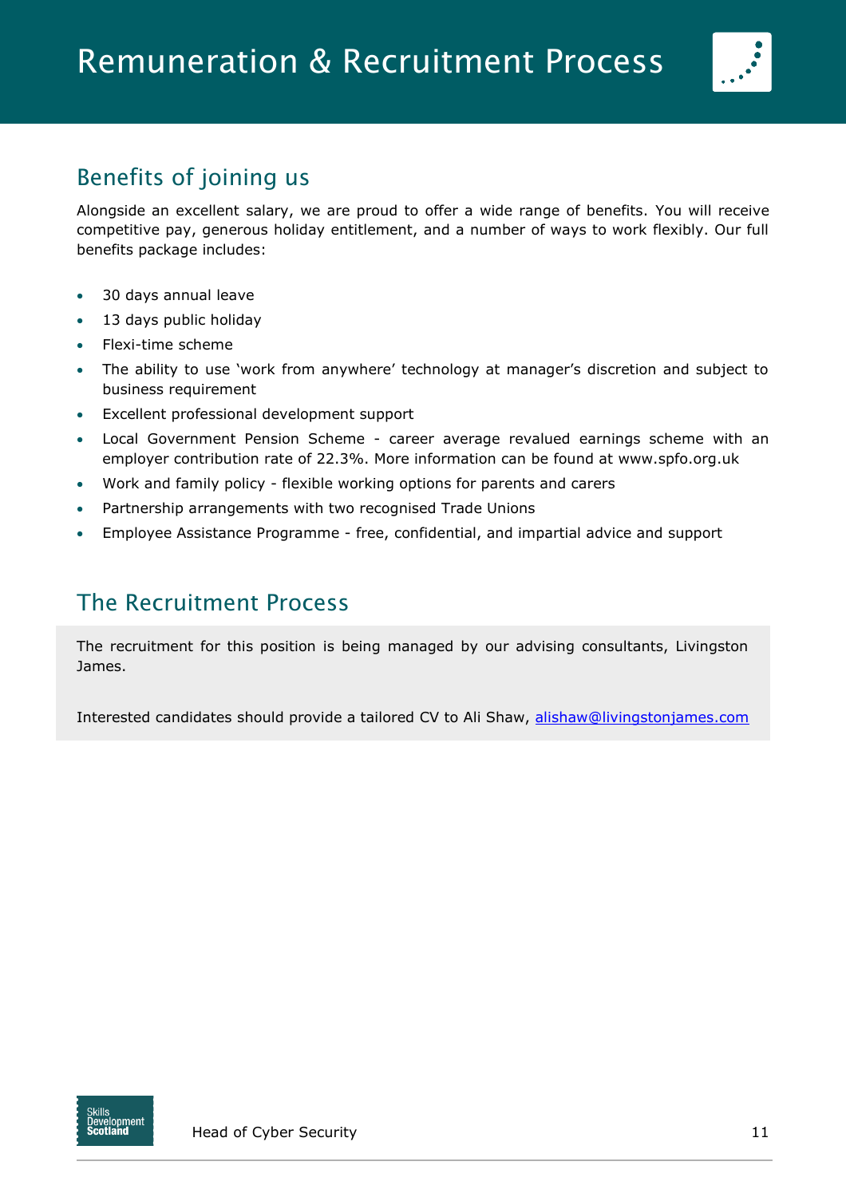# Remuneration & Recruitment Process

## Benefits of joining us

Alongside an excellent salary, we are proud to offer a wide range of benefits. You will receive competitive pay, generous holiday entitlement, and a number of ways to work flexibly. Our full benefits package includes:

- 30 days annual leave
- 13 days public holiday
- Flexi-time scheme
- The ability to use 'work from anywhere' technology at manager's discretion and subject to business requirement
- Excellent professional development support
- Local Government Pension Scheme - career average revalued earnings scheme with an employer contribution rate of 22.3%. More information can be found at www.spfo.org.uk
- Work and family policy - flexible working options for parents and carers
- Partnership arrangements with two recognised Trade Unions
- Employee Assistance Programme - free, confidential, and impartial advice and support

## The Recruitment Process

The recruitment for this position is being managed by our advising consultants, Livingston James.

Interested candidates should provide a tailored CV to Ali Shaw, alishaw@livingstonjames.com